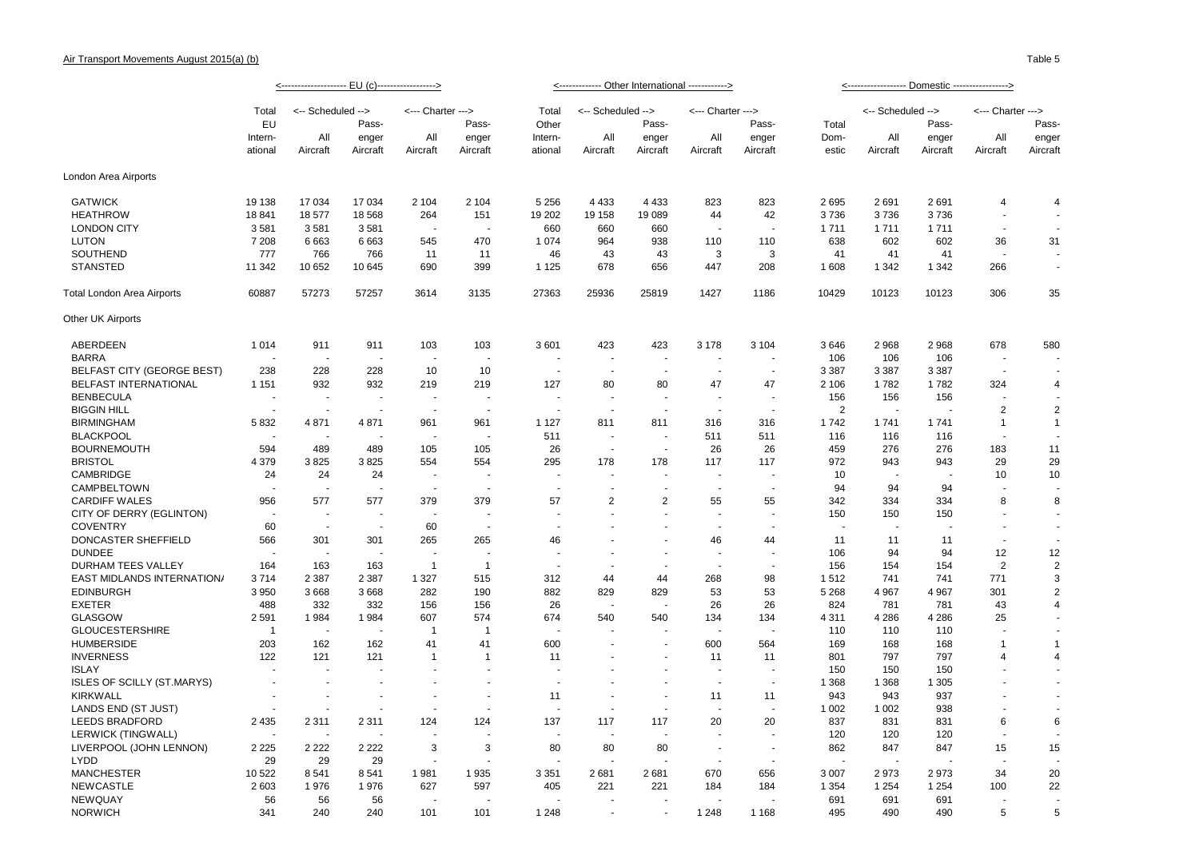Air Transport Movements August 2015(a) (b)

Table 5

| | <-------------------- EU (c)------------------> | | | | | <------------- Other International ------------> | | | | | <------------------ Domestic -----------------> | | | | |
|---|---|---|---|---|---|---|---|---|---|---|---|---|---|---|---|
| | Total EU Intern-ational | <-- Scheduled --> All Aircraft | Pass-enger Aircraft | <--- Charter ---> All Aircraft | Pass-enger Aircraft | Total Other Intern-ational | <-- Scheduled --> All Aircraft | Pass-enger Aircraft | <--- Charter ---> All Aircraft | Pass-enger Aircraft | Total Dom-estic | <-- Scheduled --> All Aircraft | Pass-enger Aircraft | <--- Charter ---> All Aircraft | Pass-enger Aircraft |
| London Area Airports | | | | | | | | | | | | | | | |
| GATWICK | 19 138 | 17 034 | 17 034 | 2 104 | 2 104 | 5 256 | 4 433 | 4 433 | 823 | 823 | 2 695 | 2 691 | 2 691 | 4 | 4 |
| HEATHROW | 18 841 | 18 577 | 18 568 | 264 | 151 | 19 202 | 19 158 | 19 089 | 44 | 42 | 3 736 | 3 736 | 3 736 | - | - |
| LONDON CITY | 3 581 | 3 581 | 3 581 | - | - | 660 | 660 | 660 | - | - | 1 711 | 1 711 | 1 711 | - | - |
| LUTON | 7 208 | 6 663 | 6 663 | 545 | 470 | 1 074 | 964 | 938 | 110 | 110 | 638 | 602 | 602 | 36 | 31 |
| SOUTHEND | 777 | 766 | 766 | 11 | 11 | 46 | 43 | 43 | 3 | 3 | 41 | 41 | 41 | - | - |
| STANSTED | 11 342 | 10 652 | 10 645 | 690 | 399 | 1 125 | 678 | 656 | 447 | 208 | 1 608 | 1 342 | 1 342 | 266 | - |
| Total London Area Airports | 60887 | 57273 | 57257 | 3614 | 3135 | 27363 | 25936 | 25819 | 1427 | 1186 | 10429 | 10123 | 10123 | 306 | 35 |
| Other UK Airports | | | | | | | | | | | | | | | |
| ABERDEEN | 1 014 | 911 | 911 | 103 | 103 | 3 601 | 423 | 423 | 3 178 | 3 104 | 3 646 | 2 968 | 2 968 | 678 | 580 |
| BARRA | - | - | - | - | - | - | - | - | - | - | 106 | 106 | 106 | - | - |
| BELFAST CITY (GEORGE BEST) | 238 | 228 | 228 | 10 | 10 | - | - | - | - | - | 3 387 | 3 387 | 3 387 | - | - |
| BELFAST INTERNATIONAL | 1 151 | 932 | 932 | 219 | 219 | 127 | 80 | 80 | 47 | 47 | 2 106 | 1 782 | 1 782 | 324 | 4 |
| BENBECULA | - | - | - | - | - | - | - | - | - | - | 156 | 156 | 156 | - | - |
| BIGGIN HILL | - | - | - | - | - | - | - | - | - | - | 2 | - | - | 2 | 2 |
| BIRMINGHAM | 5 832 | 4 871 | 4 871 | 961 | 961 | 1 127 | 811 | 811 | 316 | 316 | 1 742 | 1 741 | 1 741 | 1 | 1 |
| BLACKPOOL | - | - | - | - | - | 511 | - | - | 511 | 511 | 116 | 116 | 116 | - | - |
| BOURNEMOUTH | 594 | 489 | 489 | 105 | 105 | 26 | - | - | 26 | 26 | 459 | 276 | 276 | 183 | 11 |
| BRISTOL | 4 379 | 3 825 | 3 825 | 554 | 554 | 295 | 178 | 178 | 117 | 117 | 972 | 943 | 943 | 29 | 29 |
| CAMBRIDGE | 24 | 24 | 24 | - | - | - | - | - | - | - | 10 | - | - | 10 | 10 |
| CAMPBELTOWN | - | - | - | - | - | - | - | - | - | - | 94 | 94 | 94 | - | - |
| CARDIFF WALES | 956 | 577 | 577 | 379 | 379 | 57 | 2 | 2 | 55 | 55 | 342 | 334 | 334 | 8 | 8 |
| CITY OF DERRY (EGLINTON) | - | - | - | - | - | - | - | - | - | - | 150 | 150 | 150 | - | - |
| COVENTRY | 60 | - | - | 60 | - | - | - | - | - | - | - | - | - | - | - |
| DONCASTER SHEFFIELD | 566 | 301 | 301 | 265 | 265 | 46 | - | - | 46 | 44 | 11 | 11 | 11 | - | - |
| DUNDEE | - | - | - | - | - | - | - | - | - | - | 106 | 94 | 94 | 12 | 12 |
| DURHAM TEES VALLEY | 164 | 163 | 163 | 1 | 1 | - | - | - | - | - | 156 | 154 | 154 | 2 | 2 |
| EAST MIDLANDS INTERNATIONAL | 3 714 | 2 387 | 2 387 | 1 327 | 515 | 312 | 44 | 44 | 268 | 98 | 1 512 | 741 | 741 | 771 | 3 |
| EDINBURGH | 3 950 | 3 668 | 3 668 | 282 | 190 | 882 | 829 | 829 | 53 | 53 | 5 268 | 4 967 | 4 967 | 301 | 2 |
| EXETER | 488 | 332 | 332 | 156 | 156 | 26 | - | - | 26 | 26 | 824 | 781 | 781 | 43 | 4 |
| GLASGOW | 2 591 | 1 984 | 1 984 | 607 | 574 | 674 | 540 | 540 | 134 | 134 | 4 311 | 4 286 | 4 286 | 25 | - |
| GLOUCESTERSHIRE | 1 | - | - | 1 | 1 | - | - | - | - | - | 110 | 110 | 110 | - | - |
| HUMBERSIDE | 203 | 162 | 162 | 41 | 41 | 600 | - | - | 600 | 564 | 169 | 168 | 168 | 1 | 1 |
| INVERNESS | 122 | 121 | 121 | 1 | 1 | 11 | - | - | 11 | 11 | 801 | 797 | 797 | 4 | 4 |
| ISLAY | - | - | - | - | - | - | - | - | - | - | 150 | 150 | 150 | - | - |
| ISLES OF SCILLY (ST.MARYS) | - | - | - | - | - | - | - | - | - | - | 1 368 | 1 368 | 1 305 | - | - |
| KIRKWALL | - | - | - | - | - | 11 | - | - | 11 | 11 | 943 | 943 | 937 | - | - |
| LANDS END (ST JUST) | - | - | - | - | - | - | - | - | - | - | 1 002 | 1 002 | 938 | - | - |
| LEEDS BRADFORD | 2 435 | 2 311 | 2 311 | 124 | 124 | 137 | 117 | 117 | 20 | 20 | 837 | 831 | 831 | 6 | 6 |
| LERWICK (TINGWALL) | - | - | - | - | - | - | - | - | - | - | 120 | 120 | 120 | - | - |
| LIVERPOOL (JOHN LENNON) | 2 225 | 2 222 | 2 222 | 3 | 3 | 80 | 80 | 80 | - | - | 862 | 847 | 847 | 15 | 15 |
| LYDD | 29 | 29 | 29 | - | - | - | - | - | - | - | - | - | - | - | - |
| MANCHESTER | 10 522 | 8 541 | 8 541 | 1 981 | 1 935 | 3 351 | 2 681 | 2 681 | 670 | 656 | 3 007 | 2 973 | 2 973 | 34 | 20 |
| NEWCASTLE | 2 603 | 1 976 | 1 976 | 627 | 597 | 405 | 221 | 221 | 184 | 184 | 1 354 | 1 254 | 1 254 | 100 | 22 |
| NEWQUAY | 56 | 56 | 56 | - | - | - | - | - | - | - | 691 | 691 | 691 | - | - |
| NORWICH | 341 | 240 | 240 | 101 | 101 | 1 248 | - | - | 1 248 | 1 168 | 495 | 490 | 490 | 5 | 5 |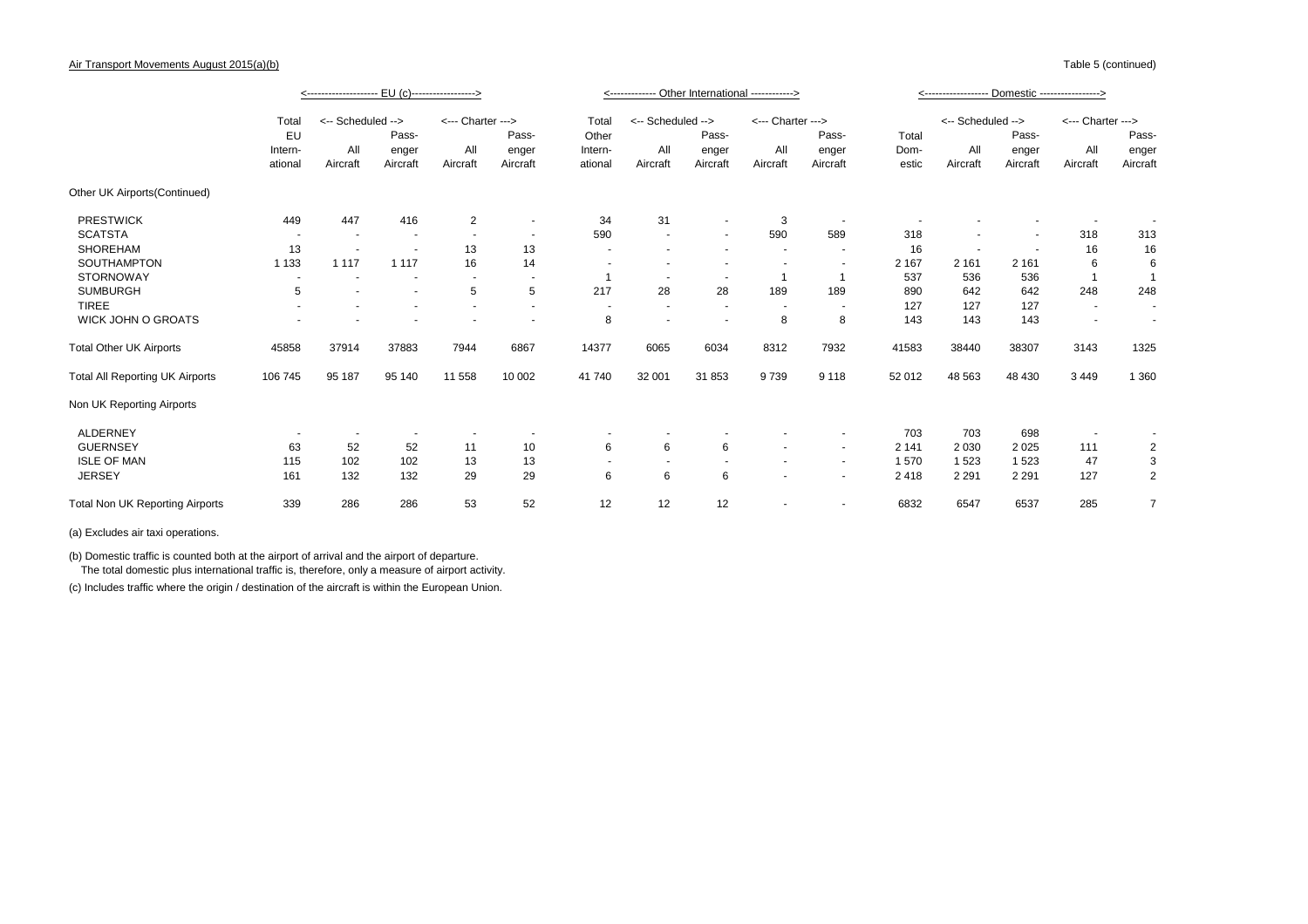Air Transport Movements August 2015(a)(b)

Table 5 (continued)

| | EU (c) | | | | | Other International | | | | | Domestic | | | | |
|---|---|---|---|---|---|---|---|---|---|---|---|---|---|---|---|
| | Total EU International | Scheduled | | Charter | | Total Other International | Scheduled | | Charter | | Total Domestic | Scheduled | | Charter | |
| | | All Aircraft | Passenger Aircraft | All Aircraft | Passenger Aircraft | | All Aircraft | Passenger Aircraft | All Aircraft | Passenger Aircraft | | All Aircraft | Passenger Aircraft | All Aircraft | Passenger Aircraft |
| Other UK Airports(Continued) | | | | | | | | | | | | | | | |
| PRESTWICK | 449 | 447 | 416 | 2 | - | 34 | 31 | - | 3 | - | - | - | - | - | - |
| SCATSTA | - | - | - | - | - | 590 | - | - | 590 | 589 | 318 | - | - | 318 | 313 |
| SHOREHAM | 13 | - | - | 13 | 13 | - | - | - | - | - | 16 | - | - | 16 | 16 |
| SOUTHAMPTON | 1 133 | 1 117 | 1 117 | 16 | 14 | - | - | - | - | - | 2 167 | 2 161 | 2 161 | 6 | 6 |
| STORNOWAY | - | - | - | - | - | 1 | - | - | 1 | 1 | 537 | 536 | 536 | 1 | 1 |
| SUMBURGH | 5 | - | - | 5 | 5 | 217 | 28 | 28 | 189 | 189 | 890 | 642 | 642 | 248 | 248 |
| TIREE | - | - | - | - | - | - | - | - | - | - | 127 | 127 | 127 | - | - |
| WICK JOHN O GROATS | - | - | - | - | - | 8 | - | - | 8 | 8 | 143 | 143 | 143 | - | - |
| Total Other UK Airports | 45858 | 37914 | 37883 | 7944 | 6867 | 14377 | 6065 | 6034 | 8312 | 7932 | 41583 | 38440 | 38307 | 3143 | 1325 |
| Total All Reporting UK Airports | 106 745 | 95 187 | 95 140 | 11 558 | 10 002 | 41 740 | 32 001 | 31 853 | 9 739 | 9 118 | 52 012 | 48 563 | 48 430 | 3 449 | 1 360 |
| Non UK Reporting Airports | | | | | | | | | | | | | | | |
| ALDERNEY | - | - | - | - | - | - | - | - | - | - | 703 | 703 | 698 | - | - |
| GUERNSEY | 63 | 52 | 52 | 11 | 10 | 6 | 6 | 6 | - | - | 2 141 | 2 030 | 2 025 | 111 | 2 |
| ISLE OF MAN | 115 | 102 | 102 | 13 | 13 | - | - | - | - | - | 1 570 | 1 523 | 1 523 | 47 | 3 |
| JERSEY | 161 | 132 | 132 | 29 | 29 | 6 | 6 | 6 | - | - | 2 418 | 2 291 | 2 291 | 127 | 2 |
| Total Non UK Reporting Airports | 339 | 286 | 286 | 53 | 52 | 12 | 12 | 12 | - | - | 6832 | 6547 | 6537 | 285 | 7 |

(a) Excludes air taxi operations.

(b) Domestic traffic is counted both at the airport of arrival and the airport of departure.
The total domestic plus international traffic is, therefore, only a measure of airport activity.

(c) Includes traffic where the origin / destination of the aircraft is within the European Union.